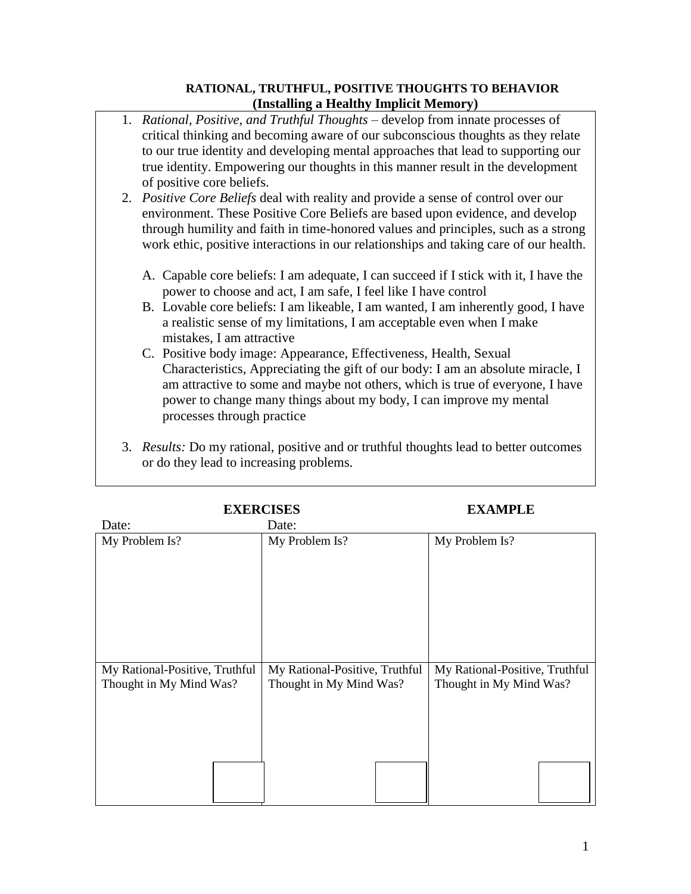# RATIONAL, TRUTHFUL, POSITIVE THOUGHTS TO BEHAVIOR
## (Installing a Healthy Implicit Memory)

1. *Rational, Positive, and Truthful Thoughts* – develop from innate processes of critical thinking and becoming aware of our subconscious thoughts as they relate to our true identity and developing mental approaches that lead to supporting our true identity. Empowering our thoughts in this manner result in the development of positive core beliefs.
2. *Positive Core Beliefs* deal with reality and provide a sense of control over our environment. These Positive Core Beliefs are based upon evidence, and develop through humility and faith in time-honored values and principles, such as a strong work ethic, positive interactions in our relationships and taking care of our health.

   A. Capable core beliefs: I am adequate, I can succeed if I stick with it, I have the power to choose and act, I am safe, I feel like I have control
   B. Lovable core beliefs: I am likeable, I am wanted, I am inherently good, I have a realistic sense of my limitations, I am acceptable even when I make mistakes, I am attractive
   C. Positive body image: Appearance, Effectiveness, Health, Sexual Characteristics, Appreciating the gift of our body: I am an absolute miracle, I am attractive to some and maybe not others, which is true of everyone, I have power to change many things about my body, I can improve my mental processes through practice

3. *Results:* Do my rational, positive and or truthful thoughts lead to better outcomes or do they lead to increasing problems.

| **EXERCISES** Date: | Date: | **EXAMPLE** |
|---|---|---|
| My Problem Is? | My Problem Is? | My Problem Is? |
| My Rational-Positive, Truthful Thought in My Mind Was? | My Rational-Positive, Truthful Thought in My Mind Was? | My Rational-Positive, Truthful Thought in My Mind Was? |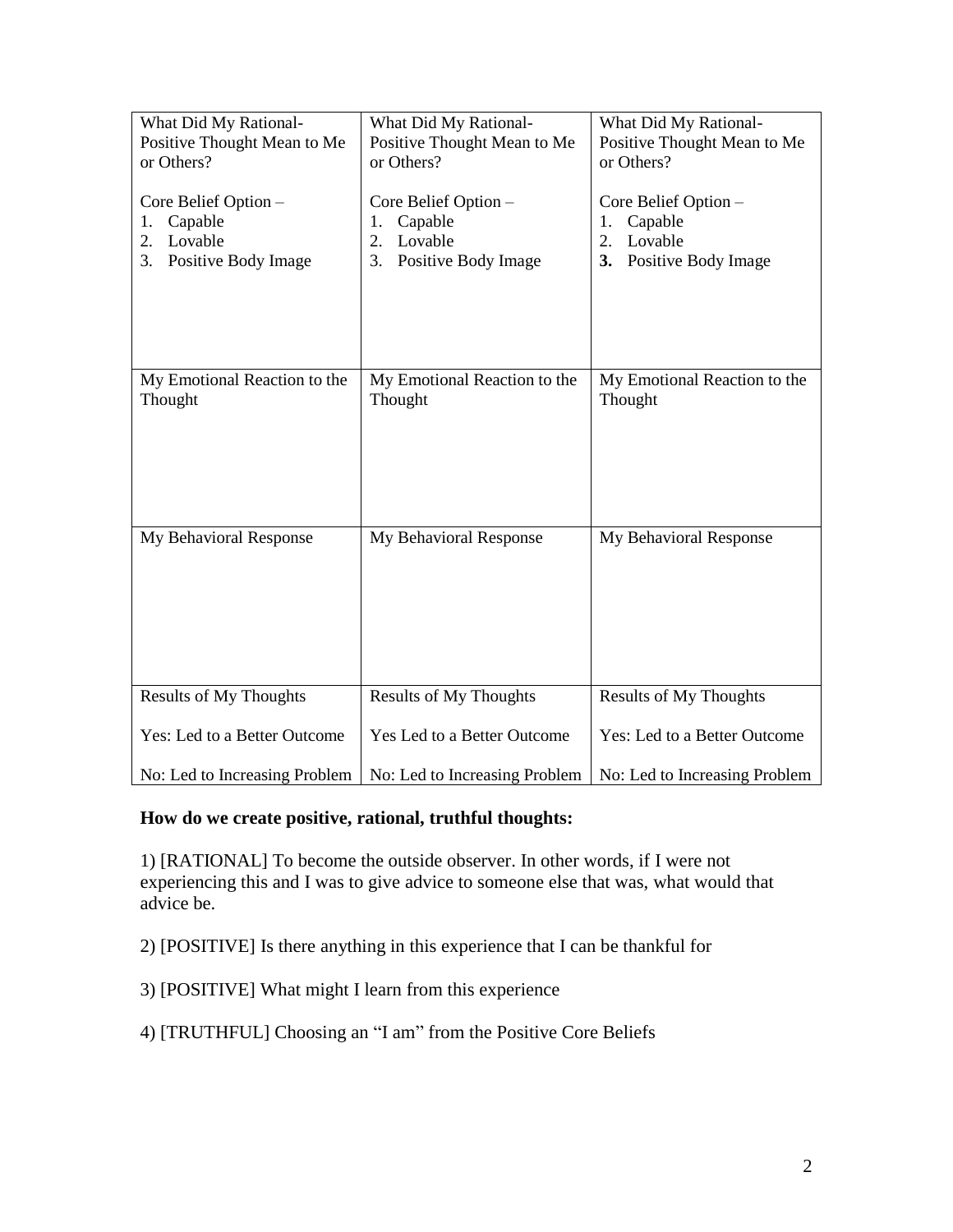| | | |
|---|---|---|
| What Did My Rational-Positive Thought Mean to Me or Others?<br><br>Core Belief Option –<br>1. Capable<br>2. Lovable<br>3. Positive Body Image | What Did My Rational-Positive Thought Mean to Me or Others?<br><br>Core Belief Option –<br>1. Capable<br>2. Lovable<br>3. Positive Body Image | What Did My Rational-Positive Thought Mean to Me or Others?<br><br>Core Belief Option –<br>1. Capable<br>2. Lovable<br>**3.** Positive Body Image |
| My Emotional Reaction to the Thought | My Emotional Reaction to the Thought | My Emotional Reaction to the Thought |
| My Behavioral Response | My Behavioral Response | My Behavioral Response |
| Results of My Thoughts<br><br>Yes: Led to a Better Outcome<br><br>No: Led to Increasing Problem | Results of My Thoughts<br><br>Yes Led to a Better Outcome<br><br>No: Led to Increasing Problem | Results of My Thoughts<br><br>Yes: Led to a Better Outcome<br><br>No: Led to Increasing Problem |

**How do we create positive, rational, truthful thoughts:**

1) [RATIONAL] To become the outside observer. In other words, if I were not experiencing this and I was to give advice to someone else that was, what would that advice be.

2) [POSITIVE] Is there anything in this experience that I can be thankful for

3) [POSITIVE] What might I learn from this experience

4) [TRUTHFUL] Choosing an "I am" from the Positive Core Beliefs